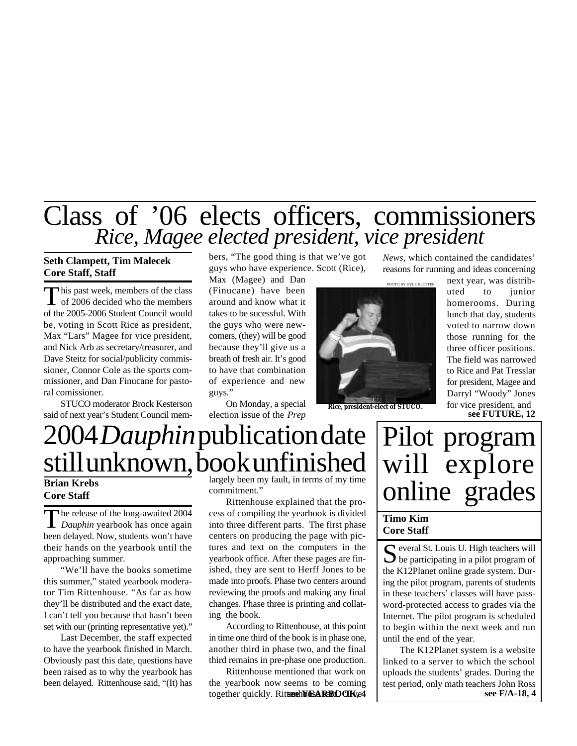# Class of '06 elects officers, commissioners

## *Rice, Magee elected president, vice president*

**Seth Clampett, Tim Malecek**
**Core Staff, Staff**

This past week, members of the class of 2006 decided who the members of the 2005-2006 Student Council would be, voting in Scott Rice as president, Max "Lars" Magee for vice president, and Nick Arb as secretary/treasurer, and Dave Steitz for social/publicity commissioner, Connor Cole as the sports commissioner, and Dan Finucane for pastoral comissioner.

STUCO moderator Brock Kesterson said of next year's Student Council members, "The good thing is that we've got guys who have experience. Scott (Rice), Max (Magee) and Dan (Finucane) have been around and know what it takes to be sucessful. With the guys who were newcomers, (they) will be good because they'll give us a breath of fresh air. It's good to have that combination of experience and new guys."

On Monday, a special election issue of the *Prep News*, which contained the candidates' reasons for running and ideas concerning next year, was distributed to junior homerooms. During lunch that day, students voted to narrow down those running for the three officer positions. The field was narrowed to Rice and Pat Tresslar for president, Magee and Darryl "Woody" Jones for vice president, and

**see FUTURE, 12**

PHOTO BY KYLE KLOSTER

**Rice, president-elect of STUCO.**

# 2004 *Dauphin* publication date still unknown, book unfinished

**Brian Krebs**
**Core Staff**

The release of the long-awaited 2004 *Dauphin* yearbook has once again been delayed. Now, students won't have their hands on the yearbook until the approaching summer.

"We'll have the books sometime this summer," stated yearbook moderator Tim Rittenhouse. "As far as how they'll be distributed and the exact date, I can't tell you because that hasn't been set with our (printing representative yet)."

Last December, the staff expected to have the yearbook finished in March. Obviously past this date, questions have been raised as to why the yearbook has been delayed. Rittenhouse said, "(It) has largely been my fault, in terms of my time commitment."

Rittenhouse explained that the process of compiling the yearbook is divided into three different parts. The first phase centers on producing the page with pictures and text on the computers in the yearbook office. After these pages are finished, they are sent to Herff Jones to be made into proofs. Phase two centers around reviewing the proofs and making any final changes. Phase three is printing and collating the book.

According to Rittenhouse, at this point in time one third of the book is in phase one, another third in phase two, and the final third remains in pre-phase one production.

Rittenhouse mentioned that work on the yearbook now seems to be coming together quickly. Rittenhouse said, "(We've

**see YEARBOOK, 4**

# Pilot program will explore online grades

**Timo Kim**
**Core Staff**

Several St. Louis U. High teachers will be participating in a pilot program of the K12Planet online grade system. During the pilot program, parents of students in these teachers' classes will have password-protected access to grades via the Internet. The pilot program is scheduled to begin within the next week and run until the end of the year.

The K12Planet system is a website linked to a server to which the school uploads the students' grades. During the test period, only math teachers John Ross

**see F/A-18, 4**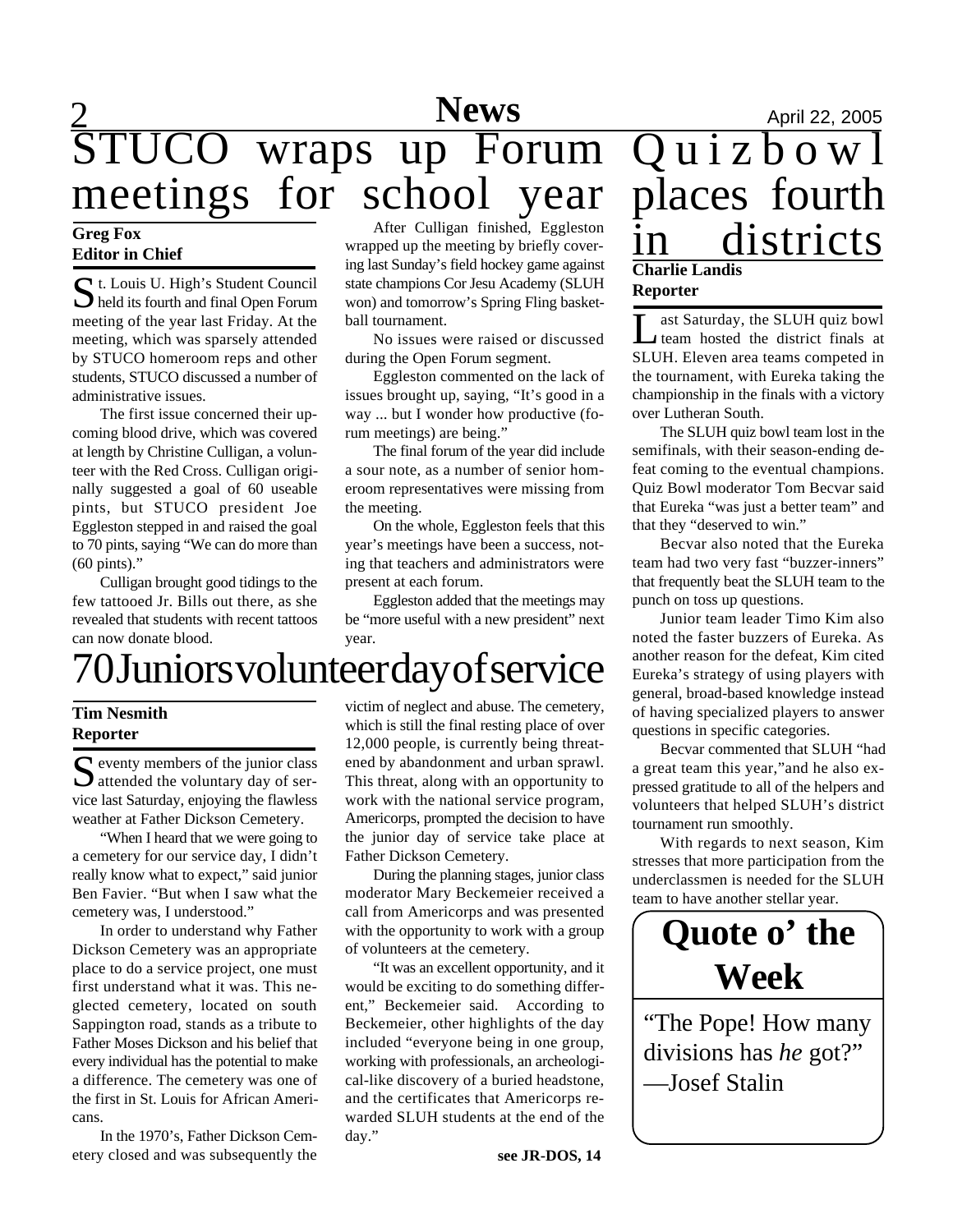# STUCO wraps up Forum meetings for school year

**Greg Fox**
**Editor in Chief**

St. Louis U. High's Student Council held its fourth and final Open Forum meeting of the year last Friday. At the meeting, which was sparsely attended by STUCO homeroom reps and other students, STUCO discussed a number of administrative issues.

The first issue concerned their upcoming blood drive, which was covered at length by Christine Culligan, a volunteer with the Red Cross. Culligan originally suggested a goal of 60 useable pints, but STUCO president Joe Eggleston stepped in and raised the goal to 70 pints, saying "We can do more than (60 pints)."

Culligan brought good tidings to the few tattooed Jr. Bills out there, as she revealed that students with recent tattoos can now donate blood.

After Culligan finished, Eggleston wrapped up the meeting by briefly covering last Sunday's field hockey game against state champions Cor Jesu Academy (SLUH won) and tomorrow's Spring Fling basketball tournament.

No issues were raised or discussed during the Open Forum segment.

Eggleston commented on the lack of issues brought up, saying, "It's good in a way ... but I wonder how productive (forum meetings) are being."

The final forum of the year did include a sour note, as a number of senior homeroom representatives were missing from the meeting.

On the whole, Eggleston feels that this year's meetings have been a success, noting that teachers and administrators were present at each forum.

Eggleston added that the meetings may be "more useful with a new president" next year.

# 70 Juniors volunteer day of service

**Tim Nesmith**
**Reporter**

Seventy members of the junior class attended the voluntary day of service last Saturday, enjoying the flawless weather at Father Dickson Cemetery.

"When I heard that we were going to a cemetery for our service day, I didn't really know what to expect," said junior Ben Favier. "But when I saw what the cemetery was, I understood."

In order to understand why Father Dickson Cemetery was an appropriate place to do a service project, one must first understand what it was. This neglected cemetery, located on south Sappington road, stands as a tribute to Father Moses Dickson and his belief that every individual has the potential to make a difference. The cemetery was one of the first in St. Louis for African Americans.

In the 1970's, Father Dickson Cemetery closed and was subsequently the victim of neglect and abuse. The cemetery, which is still the final resting place of over 12,000 people, is currently being threatened by abandonment and urban sprawl. This threat, along with an opportunity to work with the national service program, Americorps, prompted the decision to have the junior day of service take place at Father Dickson Cemetery.

During the planning stages, junior class moderator Mary Beckemeier received a call from Americorps and was presented with the opportunity to work with a group of volunteers at the cemetery.

"It was an excellent opportunity, and it would be exciting to do something different," Beckemeier said. According to Beckemeier, other highlights of the day included "everyone being in one group, working with professionals, an archeological-like discovery of a buried headstone, and the certificates that Americorps rewarded SLUH students at the end of the day."

**see JR-DOS, 14**

# Quizbowl places fourth in districts

**Charlie Landis**
**Reporter**

Last Saturday, the SLUH quiz bowl team hosted the district finals at SLUH. Eleven area teams competed in the tournament, with Eureka taking the championship in the finals with a victory over Lutheran South.

The SLUH quiz bowl team lost in the semifinals, with their season-ending defeat coming to the eventual champions. Quiz Bowl moderator Tom Becvar said that Eureka "was just a better team" and that they "deserved to win."

Becvar also noted that the Eureka team had two very fast "buzzer-inners" that frequently beat the SLUH team to the punch on toss up questions.

Junior team leader Timo Kim also noted the faster buzzers of Eureka. As another reason for the defeat, Kim cited Eureka's strategy of using players with general, broad-based knowledge instead of having specialized players to answer questions in specific categories.

Becvar commented that SLUH "had a great team this year,"and he also expressed gratitude to all of the helpers and volunteers that helped SLUH's district tournament run smoothly.

With regards to next season, Kim stresses that more participation from the underclassmen is needed for the SLUH team to have another stellar year.

## Quote o' the Week

"The Pope! How many divisions has *he* got?"
—Josef Stalin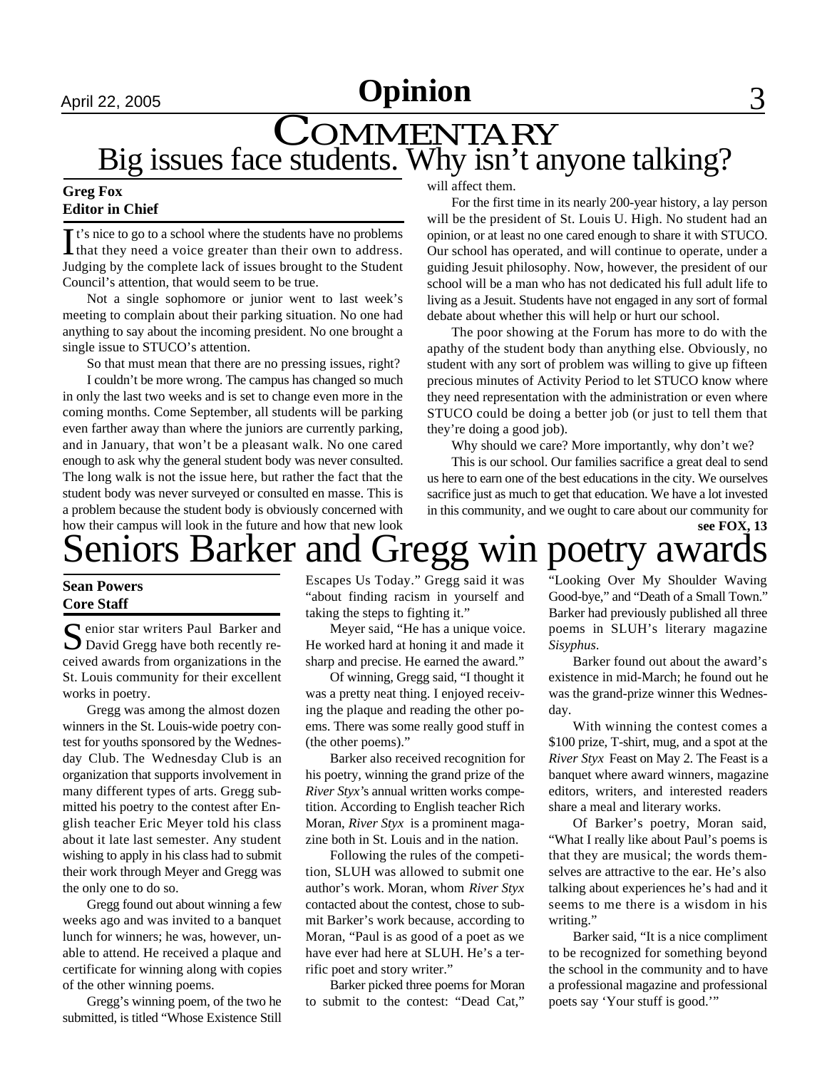# Commentary

## Big issues face students. Why isn't anyone talking?

**Greg Fox**
**Editor in Chief**

It's nice to go to a school where the students have no problems that they need a voice greater than their own to address. Judging by the complete lack of issues brought to the Student Council's attention, that would seem to be true.

Not a single sophomore or junior went to last week's meeting to complain about their parking situation. No one had anything to say about the incoming president. No one brought a single issue to STUCO's attention.

So that must mean that there are no pressing issues, right?

I couldn't be more wrong. The campus has changed so much in only the last two weeks and is set to change even more in the coming months. Come September, all students will be parking even farther away than where the juniors are currently parking, and in January, that won't be a pleasant walk. No one cared enough to ask why the general student body was never consulted. The long walk is not the issue here, but rather the fact that the student body was never surveyed or consulted en masse. This is a problem because the student body is obviously concerned with how their campus will look in the future and how that new look will affect them.

For the first time in its nearly 200-year history, a lay person will be the president of St. Louis U. High. No student had an opinion, or at least no one cared enough to share it with STUCO. Our school has operated, and will continue to operate, under a guiding Jesuit philosophy. Now, however, the president of our school will be a man who has not dedicated his full adult life to living as a Jesuit. Students have not engaged in any sort of formal debate about whether this will help or hurt our school.

The poor showing at the Forum has more to do with the apathy of the student body than anything else. Obviously, no student with any sort of problem was willing to give up fifteen precious minutes of Activity Period to let STUCO know where they need representation with the administration or even where STUCO could be doing a better job (or just to tell them that they're doing a good job).

Why should we care? More importantly, why don't we?

This is our school. Our families sacrifice a great deal to send us here to earn one of the best educations in the city. We ourselves sacrifice just as much to get that education. We have a lot invested in this community, and we ought to care about our community for

**see FOX, 13**

# Seniors Barker and Gregg win poetry awards

**Sean Powers**
**Core Staff**

Senior star writers Paul Barker and David Gregg have both recently received awards from organizations in the St. Louis community for their excellent works in poetry.

Gregg was among the almost dozen winners in the St. Louis-wide poetry contest for youths sponsored by the Wednesday Club. The Wednesday Club is an organization that supports involvement in many different types of arts. Gregg submitted his poetry to the contest after English teacher Eric Meyer told his class about it late last semester. Any student wishing to apply in his class had to submit their work through Meyer and Gregg was the only one to do so.

Gregg found out about winning a few weeks ago and was invited to a banquet lunch for winners; he was, however, unable to attend. He received a plaque and certificate for winning along with copies of the other winning poems.

Gregg's winning poem, of the two he submitted, is titled "Whose Existence Still Escapes Us Today." Gregg said it was "about finding racism in yourself and taking the steps to fighting it."

Meyer said, "He has a unique voice. He worked hard at honing it and made it sharp and precise. He earned the award."

Of winning, Gregg said, "I thought it was a pretty neat thing. I enjoyed receiving the plaque and reading the other poems. There was some really good stuff in (the other poems)."

Barker also received recognition for his poetry, winning the grand prize of the *River Styx*'s annual written works competition. According to English teacher Rich Moran, *River Styx* is a prominent magazine both in St. Louis and in the nation.

Following the rules of the competition, SLUH was allowed to submit one author's work. Moran, whom *River Styx* contacted about the contest, chose to submit Barker's work because, according to Moran, "Paul is as good of a poet as we have ever had here at SLUH. He's a terrific poet and story writer."

Barker picked three poems for Moran to submit to the contest: "Dead Cat," "Looking Over My Shoulder Waving Good-bye," and "Death of a Small Town." Barker had previously published all three poems in SLUH's literary magazine *Sisyphus*.

Barker found out about the award's existence in mid-March; he found out he was the grand-prize winner this Wednesday.

With winning the contest comes a $100 prize, T-shirt, mug, and a spot at the *River Styx* Feast on May 2. The Feast is a banquet where award winners, magazine editors, writers, and interested readers share a meal and literary works.

Of Barker's poetry, Moran said, "What I really like about Paul's poems is that they are musical; the words themselves are attractive to the ear. He's also talking about experiences he's had and it seems to me there is a wisdom in his writing."

Barker said, "It is a nice compliment to be recognized for something beyond the school in the community and to have a professional magazine and professional poets say 'Your stuff is good.'"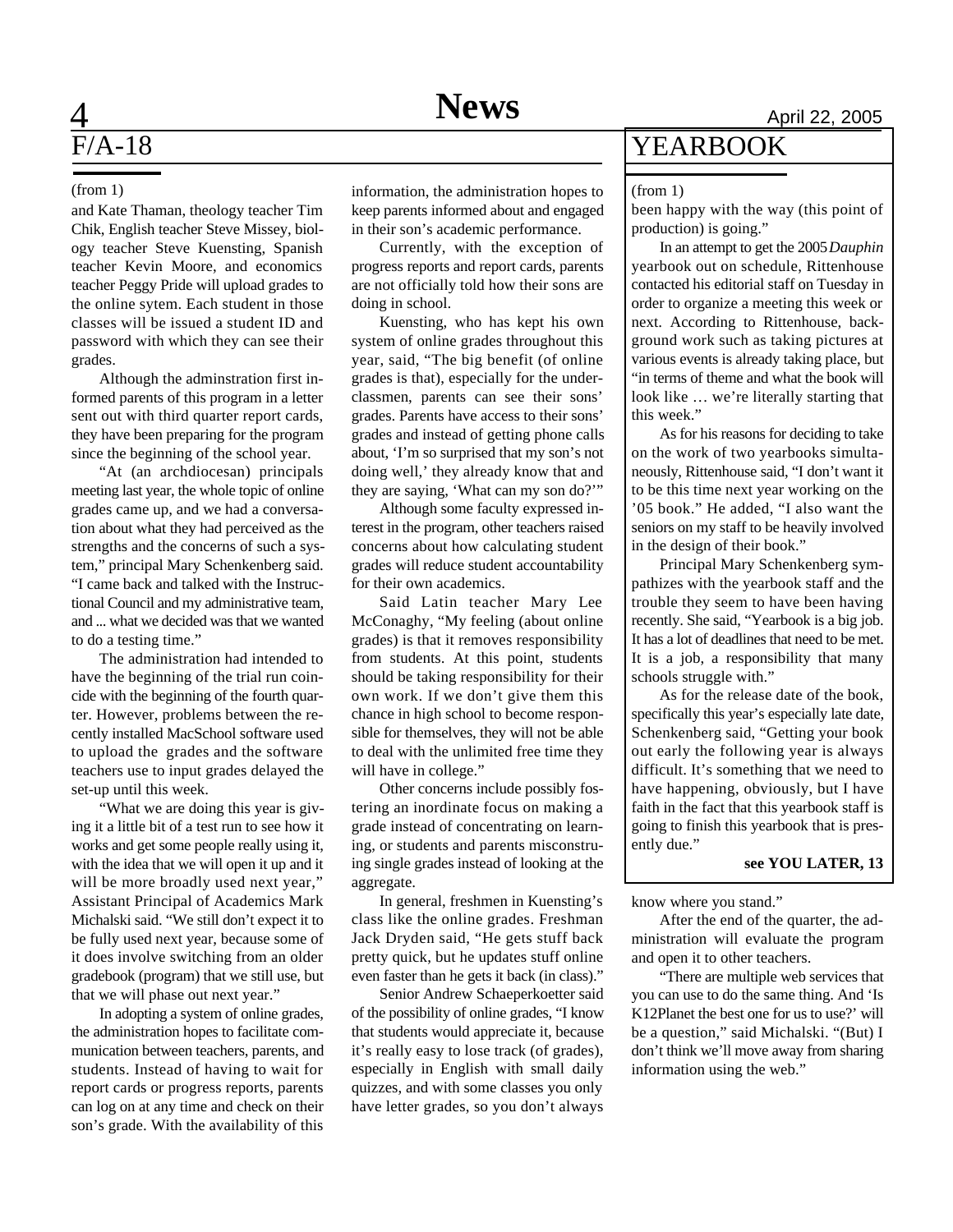## F/A-18

(from 1)

and Kate Thaman, theology teacher Tim Chik, English teacher Steve Missey, biology teacher Steve Kuensting, Spanish teacher Kevin Moore, and economics teacher Peggy Pride will upload grades to the online sytem. Each student in those classes will be issued a student ID and password with which they can see their grades.

Although the adminstration first informed parents of this program in a letter sent out with third quarter report cards, they have been preparing for the program since the beginning of the school year.

"At (an archdiocesan) principals meeting last year, the whole topic of online grades came up, and we had a conversation about what they had perceived as the strengths and the concerns of such a system," principal Mary Schenkenberg said. "I came back and talked with the Instructional Council and my administrative team, and ... what we decided was that we wanted to do a testing time."

The administration had intended to have the beginning of the trial run coincide with the beginning of the fourth quarter. However, problems between the recently installed MacSchool software used to upload the grades and the software teachers use to input grades delayed the set-up until this week.

"What we are doing this year is giving it a little bit of a test run to see how it works and get some people really using it, with the idea that we will open it up and it will be more broadly used next year," Assistant Principal of Academics Mark Michalski said. "We still don't expect it to be fully used next year, because some of it does involve switching from an older gradebook (program) that we still use, but that we will phase out next year."

In adopting a system of online grades, the administration hopes to facilitate communication between teachers, parents, and students. Instead of having to wait for report cards or progress reports, parents can log on at any time and check on their son's grade. With the availability of this information, the administration hopes to keep parents informed about and engaged in their son's academic performance.

Currently, with the exception of progress reports and report cards, parents are not officially told how their sons are doing in school.

Kuensting, who has kept his own system of online grades throughout this year, said, "The big benefit (of online grades is that), especially for the underclassmen, parents can see their sons' grades. Parents have access to their sons' grades and instead of getting phone calls about, 'I'm so surprised that my son's not doing well,' they already know that and they are saying, 'What can my son do?'"

Although some faculty expressed interest in the program, other teachers raised concerns about how calculating student grades will reduce student accountability for their own academics.

Said Latin teacher Mary Lee McConaghy, "My feeling (about online grades) is that it removes responsibility from students. At this point, students should be taking responsibility for their own work. If we don't give them this chance in high school to become responsible for themselves, they will not be able to deal with the unlimited free time they will have in college."

Other concerns include possibly fostering an inordinate focus on making a grade instead of concentrating on learning, or students and parents misconstruing single grades instead of looking at the aggregate.

In general, freshmen in Kuensting's class like the online grades. Freshman Jack Dryden said, "He gets stuff back pretty quick, but he updates stuff online even faster than he gets it back (in class)."

Senior Andrew Schaeperkoetter said of the possibility of online grades, "I know that students would appreciate it, because it's really easy to lose track (of grades), especially in English with small daily quizzes, and with some classes you only have letter grades, so you don't always know where you stand."

After the end of the quarter, the administration will evaluate the program and open it to other teachers.

"There are multiple web services that you can use to do the same thing. And 'Is K12Planet the best one for us to use?' will be a question," said Michalski. "(But) I don't think we'll move away from sharing information using the web."

## YEARBOOK

(from 1)

been happy with the way (this point of production) is going."

In an attempt to get the 2005 *Dauphin* yearbook out on schedule, Rittenhouse contacted his editorial staff on Tuesday in order to organize a meeting this week or next. According to Rittenhouse, background work such as taking pictures at various events is already taking place, but "in terms of theme and what the book will look like … we're literally starting that this week."

As for his reasons for deciding to take on the work of two yearbooks simultaneously, Rittenhouse said, "I don't want it to be this time next year working on the '05 book." He added, "I also want the seniors on my staff to be heavily involved in the design of their book."

Principal Mary Schenkenberg sympathizes with the yearbook staff and the trouble they seem to have been having recently. She said, "Yearbook is a big job. It has a lot of deadlines that need to be met. It is a job, a responsibility that many schools struggle with."

As for the release date of the book, specifically this year's especially late date, Schenkenberg said, "Getting your book out early the following year is always difficult. It's something that we need to have happening, obviously, but I have faith in the fact that this yearbook staff is going to finish this yearbook that is presently due."

**see YOU LATER, 13**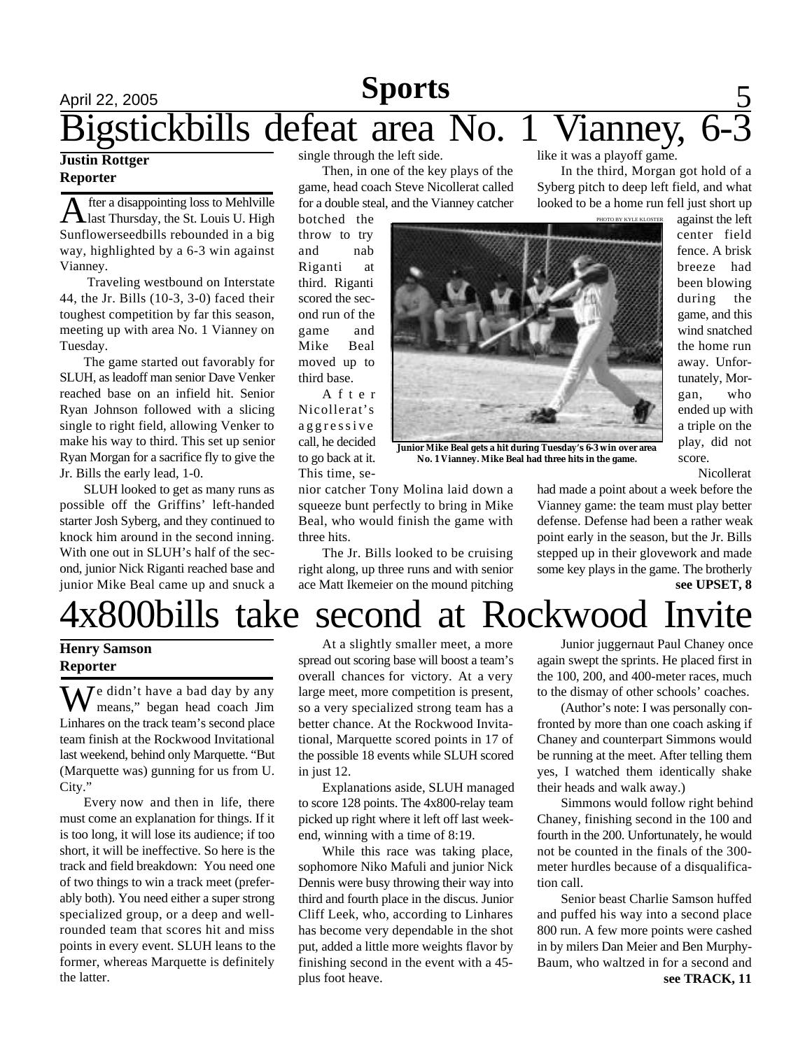# Bigstickbills defeat area No. 1 Vianney, 6-3

**Justin Rottger**
**Reporter**

After a disappointing loss to Mehlville last Thursday, the St. Louis U. High Sunflowerseedbills rebounded in a big way, highlighted by a 6-3 win against Vianney.

Traveling westbound on Interstate 44, the Jr. Bills (10-3, 3-0) faced their toughest competition by far this season, meeting up with area No. 1 Vianney on Tuesday.

The game started out favorably for SLUH, as leadoff man senior Dave Venker reached base on an infield hit. Senior Ryan Johnson followed with a slicing single to right field, allowing Venker to make his way to third. This set up senior Ryan Morgan for a sacrifice fly to give the Jr. Bills the early lead, 1-0.

SLUH looked to get as many runs as possible off the Griffins' left-handed starter Josh Syberg, and they continued to knock him around in the second inning. With one out in SLUH's half of the second, junior Nick Riganti reached base and junior Mike Beal came up and snuck a single through the left side.

Then, in one of the key plays of the game, head coach Steve Nicollerat called for a double steal, and the Vianney catcher botched the throw to try and nab Riganti at third. Riganti scored the second run of the game and Mike Beal moved up to third base.

After Nicollerat's aggressive call, he decided to go back at it. This time, senior catcher Tony Molina laid down a squeeze bunt perfectly to bring in Mike Beal, who would finish the game with three hits.

PHOTO BY KYLE KLOSTER

**Junior Mike Beal gets a hit during Tuesday's 6-3 win over area No. 1 Vianney. Mike Beal had three hits in the game.**

The Jr. Bills looked to be cruising right along, up three runs and with senior ace Matt Ikemeier on the mound pitching like it was a playoff game.

In the third, Morgan got hold of a Syberg pitch to deep left field, and what looked to be a home run fell just short up against the left center field fence. A brisk breeze had been blowing during the game, and this wind snatched the home run away. Unfortunately, Morgan, who ended up with a triple on the play, did not score.

Nicollerat had made a point about a week before the Vianney game: the team must play better defense. Defense had been a rather weak point early in the season, but the Jr. Bills stepped up in their glovework and made some key plays in the game. The brotherly

**see UPSET, 8**

# 4x800bills take second at Rockwood Invite

**Henry Samson**
**Reporter**

"We didn't have a bad day by any means," began head coach Jim Linhares on the track team's second place team finish at the Rockwood Invitational last weekend, behind only Marquette. "But (Marquette was) gunning for us from U. City."

Every now and then in life, there must come an explanation for things. If it is too long, it will lose its audience; if too short, it will be ineffective. So here is the track and field breakdown: You need one of two things to win a track meet (preferably both). You need either a super strong specialized group, or a deep and well-rounded team that scores hit and miss points in every event. SLUH leans to the former, whereas Marquette is definitely the latter.

At a slightly smaller meet, a more spread out scoring base will boost a team's overall chances for victory. At a very large meet, more competition is present, so a very specialized strong team has a better chance. At the Rockwood Invitational, Marquette scored points in 17 of the possible 18 events while SLUH scored in just 12.

Explanations aside, SLUH managed to score 128 points. The 4x800-relay team picked up right where it left off last weekend, winning with a time of 8:19.

While this race was taking place, sophomore Niko Mafuli and junior Nick Dennis were busy throwing their way into third and fourth place in the discus. Junior Cliff Leek, who, according to Linhares has become very dependable in the shot put, added a little more weights flavor by finishing second in the event with a 45-plus foot heave.

Junior juggernaut Paul Chaney once again swept the sprints. He placed first in the 100, 200, and 400-meter races, much to the dismay of other schools' coaches.

(Author's note: I was personally confronted by more than one coach asking if Chaney and counterpart Simmons would be running at the meet. After telling them yes, I watched them identically shake their heads and walk away.)

Simmons would follow right behind Chaney, finishing second in the 100 and fourth in the 200. Unfortunately, he would not be counted in the finals of the 300-meter hurdles because of a disqualification call.

Senior beast Charlie Samson huffed and puffed his way into a second place 800 run. A few more points were cashed in by milers Dan Meier and Ben Murphy-Baum, who waltzed in for a second and

**see TRACK, 11**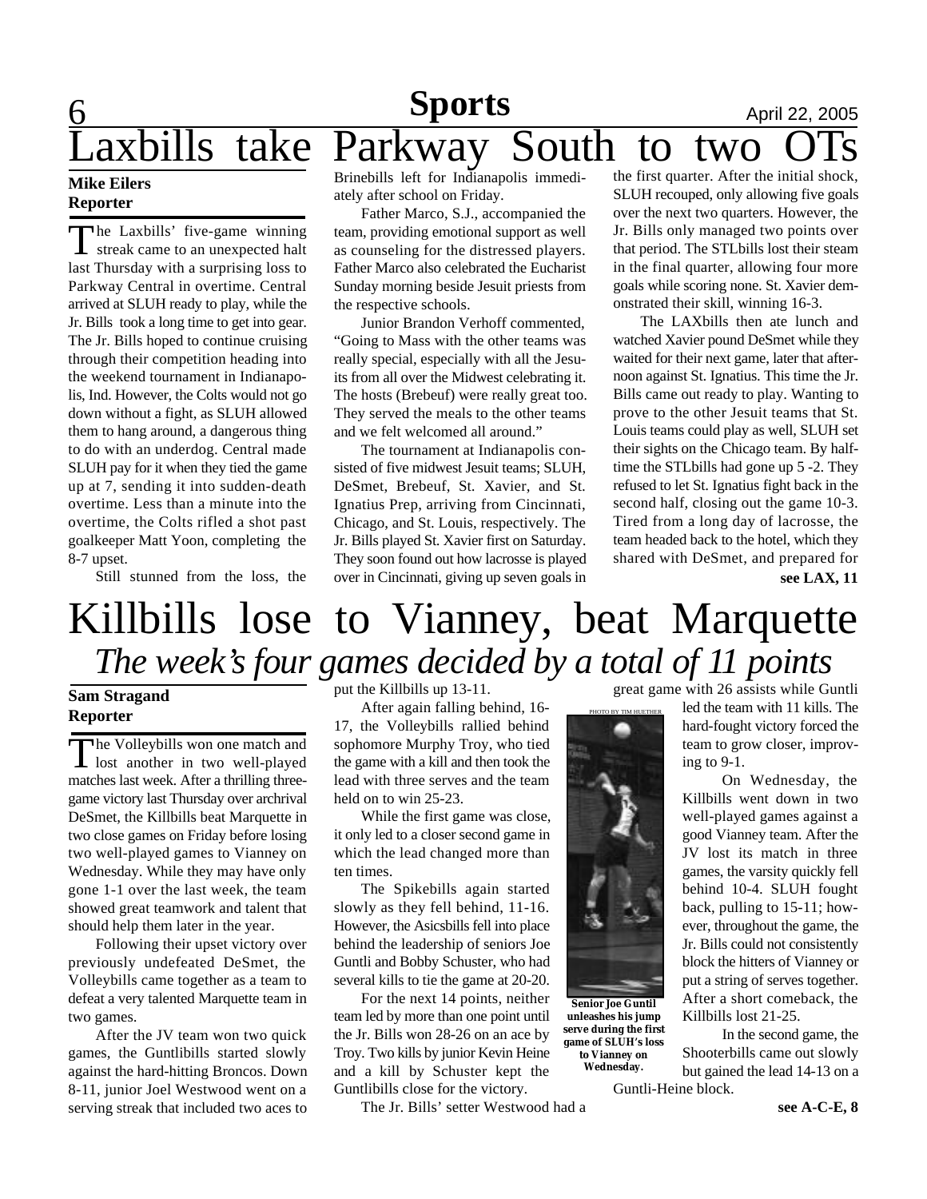# Laxbills take Parkway South to two OTs

**Mike Eilers**
**Reporter**

The Laxbills' five-game winning streak came to an unexpected halt last Thursday with a surprising loss to Parkway Central in overtime. Central arrived at SLUH ready to play, while the Jr. Bills took a long time to get into gear. The Jr. Bills hoped to continue cruising through their competition heading into the weekend tournament in Indianapolis, Ind. However, the Colts would not go down without a fight, as SLUH allowed them to hang around, a dangerous thing to do with an underdog. Central made SLUH pay for it when they tied the game up at 7, sending it into sudden-death overtime. Less than a minute into the overtime, the Colts rifled a shot past goalkeeper Matt Yoon, completing the 8-7 upset.

Still stunned from the loss, the Brinebills left for Indianapolis immediately after school on Friday.

Father Marco, S.J., accompanied the team, providing emotional support as well as counseling for the distressed players. Father Marco also celebrated the Eucharist Sunday morning beside Jesuit priests from the respective schools.

Junior Brandon Verhoff commented, "Going to Mass with the other teams was really special, especially with all the Jesuits from all over the Midwest celebrating it. The hosts (Brebeuf) were really great too. They served the meals to the other teams and we felt welcomed all around."

The tournament at Indianapolis consisted of five midwest Jesuit teams; SLUH, DeSmet, Brebeuf, St. Xavier, and St. Ignatius Prep, arriving from Cincinnati, Chicago, and St. Louis, respectively. The Jr. Bills played St. Xavier first on Saturday. They soon found out how lacrosse is played over in Cincinnati, giving up seven goals in the first quarter. After the initial shock, SLUH recouped, only allowing five goals over the next two quarters. However, the Jr. Bills only managed two points over that period. The STLbills lost their steam in the final quarter, allowing four more goals while scoring none. St. Xavier demonstrated their skill, winning 16-3.

The LAXbills then ate lunch and watched Xavier pound DeSmet while they waited for their next game, later that afternoon against St. Ignatius. This time the Jr. Bills came out ready to play. Wanting to prove to the other Jesuit teams that St. Louis teams could play as well, SLUH set their sights on the Chicago team. By halftime the STLbills had gone up 5 -2. They refused to let St. Ignatius fight back in the second half, closing out the game 10-3. Tired from a long day of lacrosse, the team headed back to the hotel, which they shared with DeSmet, and prepared for

**see LAX, 11**

# Killbills lose to Vianney, beat Marquette

## *The week's four games decided by a total of 11 points*

**Sam Stragand**
**Reporter**

The Volleybills won one match and lost another in two well-played matches last week. After a thrilling three-game victory last Thursday over archrival DeSmet, the Killbills beat Marquette in two close games on Friday before losing two well-played games to Vianney on Wednesday. While they may have only gone 1-1 over the last week, the team showed great teamwork and talent that should help them later in the year.

Following their upset victory over previously undefeated DeSmet, the Volleybills came together as a team to defeat a very talented Marquette team in two games.

After the JV team won two quick games, the Guntlibills started slowly against the hard-hitting Broncos. Down 8-11, junior Joel Westwood went on a serving streak that included two aces to put the Killbills up 13-11.

After again falling behind, 16-17, the Volleybills rallied behind sophomore Murphy Troy, who tied the game with a kill and then took the lead with three serves and the team held on to win 25-23.

While the first game was close, it only led to a closer second game in which the lead changed more than ten times.

The Spikebills again started slowly as they fell behind, 11-16. However, the Asicsbills fell into place behind the leadership of seniors Joe Guntli and Bobby Schuster, who had several kills to tie the game at 20-20.

For the next 14 points, neither team led by more than one point until the Jr. Bills won 28-26 on an ace by Troy. Two kills by junior Kevin Heine and a kill by Schuster kept the Guntlibills close for the victory.

The Jr. Bills' setter Westwood had a great game with 26 assists while Guntli led the team with 11 kills. The hard-fought victory forced the team to grow closer, improving to 9-1.

PHOTO BY TIM HUETHER

Senior Joe Guntil unleashes his jump serve during the first game of SLUH's loss to Vianney on Wednesday.

On Wednesday, the Killbills went down in two well-played games against a good Vianney team. After the JV lost its match in three games, the varsity quickly fell behind 10-4. SLUH fought back, pulling to 15-11; however, throughout the game, the Jr. Bills could not consistently block the hitters of Vianney or put a string of serves together. After a short comeback, the Killbills lost 21-25.

In the second game, the Shooterbills came out slowly but gained the lead 14-13 on a Guntli-Heine block.

**see A-C-E, 8**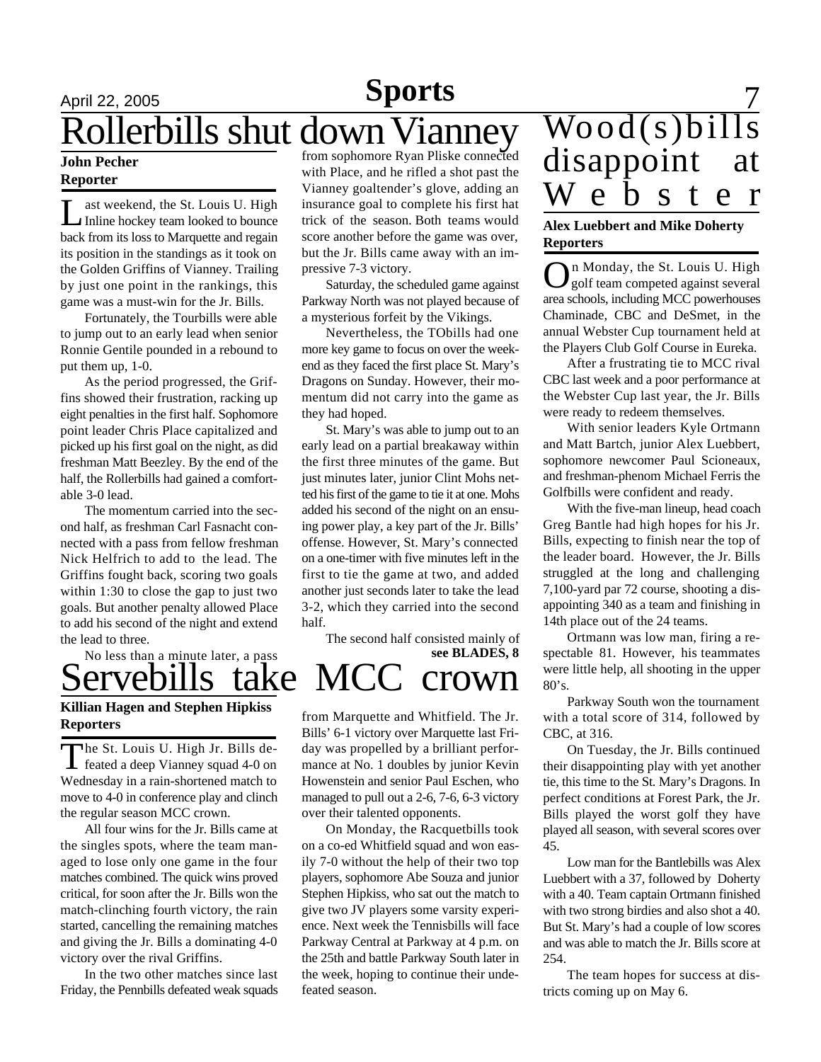# Rollerbills shut down Vianney

**John Pecher**
**Reporter**

Last weekend, the St. Louis U. High Inline hockey team looked to bounce back from its loss to Marquette and regain its position in the standings as it took on the Golden Griffins of Vianney. Trailing by just one point in the rankings, this game was a must-win for the Jr. Bills.

Fortunately, the Tourbills were able to jump out to an early lead when senior Ronnie Gentile pounded in a rebound to put them up, 1-0.

As the period progressed, the Griffins showed their frustration, racking up eight penalties in the first half. Sophomore point leader Chris Place capitalized and picked up his first goal on the night, as did freshman Matt Beezley. By the end of the half, the Rollerbills had gained a comfortable 3-0 lead.

The momentum carried into the second half, as freshman Carl Fasnacht connected with a pass from fellow freshman Nick Helfrich to add to the lead. The Griffins fought back, scoring two goals within 1:30 to close the gap to just two goals. But another penalty allowed Place to add his second of the night and extend the lead to three.

No less than a minute later, a pass from sophomore Ryan Pliske connected with Place, and he rifled a shot past the Vianney goaltender's glove, adding an insurance goal to complete his first hat trick of the season. Both teams would score another before the game was over, but the Jr. Bills came away with an impressive 7-3 victory.

Saturday, the scheduled game against Parkway North was not played because of a mysterious forfeit by the Vikings.

Nevertheless, the TObills had one more key game to focus on over the weekend as they faced the first place St. Mary's Dragons on Sunday. However, their momentum did not carry into the game as they had hoped.

St. Mary's was able to jump out to an early lead on a partial breakaway within the first three minutes of the game. But just minutes later, junior Clint Mohs netted his first of the game to tie it at one. Mohs added his second of the night on an ensuing power play, a key part of the Jr. Bills' offense. However, St. Mary's connected on a one-timer with five minutes left in the first to tie the game at two, and added another just seconds later to take the lead 3-2, which they carried into the second half.

The second half consisted mainly of

**see BLADES, 8**

# Servebills take MCC crown

**Killian Hagen and Stephen Hipkiss**
**Reporters**

The St. Louis U. High Jr. Bills defeated a deep Vianney squad 4-0 on Wednesday in a rain-shortened match to move to 4-0 in conference play and clinch the regular season MCC crown.

All four wins for the Jr. Bills came at the singles spots, where the team managed to lose only one game in the four matches combined. The quick wins proved critical, for soon after the Jr. Bills won the match-clinching fourth victory, the rain started, cancelling the remaining matches and giving the Jr. Bills a dominating 4-0 victory over the rival Griffins.

In the two other matches since last Friday, the Pennbills defeated weak squads from Marquette and Whitfield. The Jr. Bills' 6-1 victory over Marquette last Friday was propelled by a brilliant performance at No. 1 doubles by junior Kevin Howenstein and senior Paul Eschen, who managed to pull out a 2-6, 7-6, 6-3 victory over their talented opponents.

On Monday, the Racquetbills took on a co-ed Whitfield squad and won easily 7-0 without the help of their two top players, sophomore Abe Souza and junior Stephen Hipkiss, who sat out the match to give two JV players some varsity experience. Next week the Tennisbills will face Parkway Central at Parkway at 4 p.m. on the 25th and battle Parkway South later in the week, hoping to continue their undefeated season.

# Wood(s)bills disappoint at Webster

**Alex Luebbert and Mike Doherty**
**Reporters**

On Monday, the St. Louis U. High golf team competed against several area schools, including MCC powerhouses Chaminade, CBC and DeSmet, in the annual Webster Cup tournament held at the Players Club Golf Course in Eureka.

After a frustrating tie to MCC rival CBC last week and a poor performance at the Webster Cup last year, the Jr. Bills were ready to redeem themselves.

With senior leaders Kyle Ortmann and Matt Bartch, junior Alex Luebbert, sophomore newcomer Paul Scioneaux, and freshman-phenom Michael Ferris the Golfbills were confident and ready.

With the five-man lineup, head coach Greg Bantle had high hopes for his Jr. Bills, expecting to finish near the top of the leader board. However, the Jr. Bills struggled at the long and challenging 7,100-yard par 72 course, shooting a disappointing 340 as a team and finishing in 14th place out of the 24 teams.

Ortmann was low man, firing a respectable 81. However, his teammates were little help, all shooting in the upper 80's.

Parkway South won the tournament with a total score of 314, followed by CBC, at 316.

On Tuesday, the Jr. Bills continued their disappointing play with yet another tie, this time to the St. Mary's Dragons. In perfect conditions at Forest Park, the Jr. Bills played the worst golf they have played all season, with several scores over 45.

Low man for the Bantlebills was Alex Luebbert with a 37, followed by Doherty with a 40. Team captain Ortmann finished with two strong birdies and also shot a 40. But St. Mary's had a couple of low scores and was able to match the Jr. Bills score at 254.

The team hopes for success at districts coming up on May 6.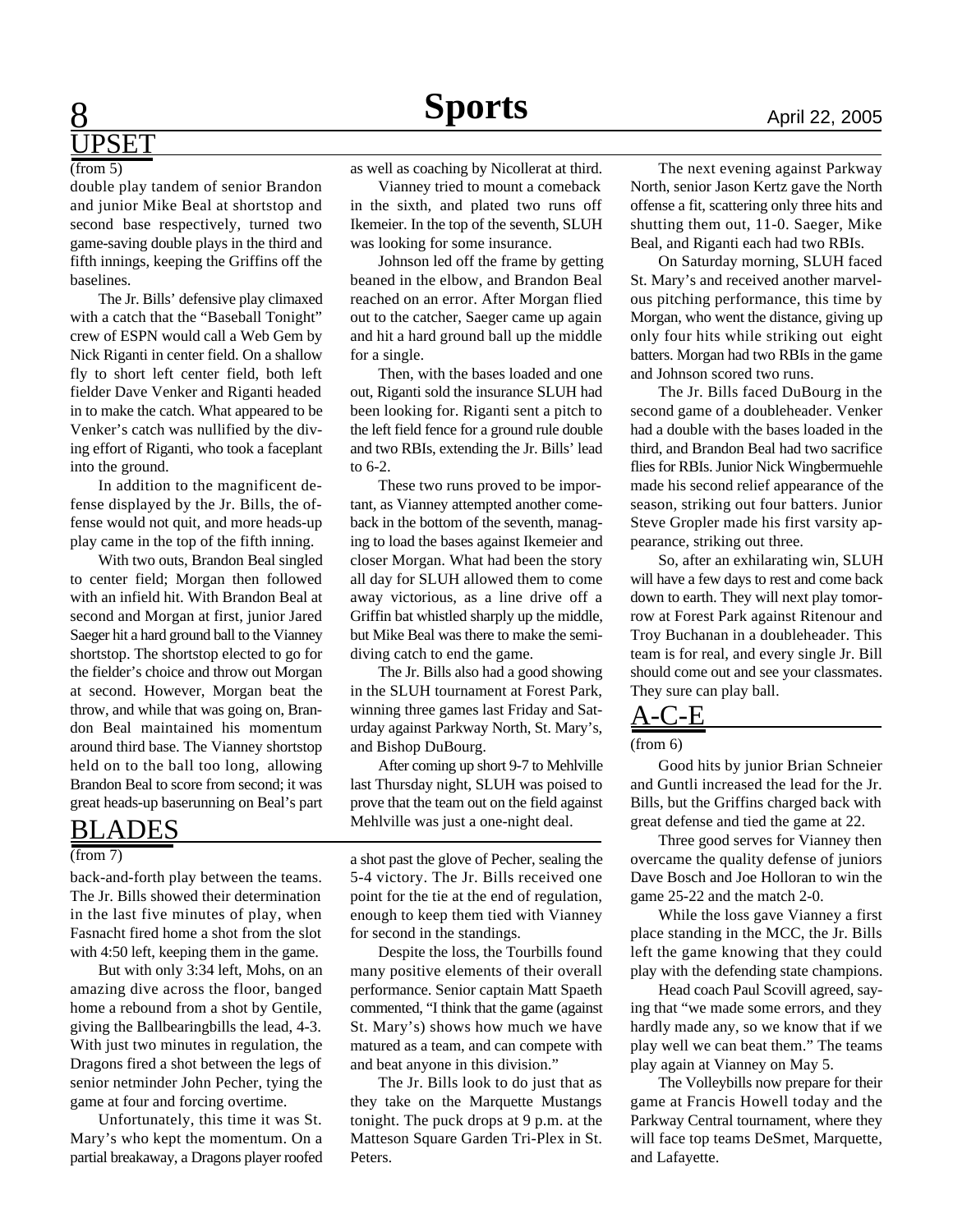## UPSET

(from 5)

double play tandem of senior Brandon and junior Mike Beal at shortstop and second base respectively, turned two game-saving double plays in the third and fifth innings, keeping the Griffins off the baselines.

The Jr. Bills' defensive play climaxed with a catch that the "Baseball Tonight" crew of ESPN would call a Web Gem by Nick Riganti in center field. On a shallow fly to short left center field, both left fielder Dave Venker and Riganti headed in to make the catch. What appeared to be Venker's catch was nullified by the diving effort of Riganti, who took a faceplant into the ground.

In addition to the magnificent defense displayed by the Jr. Bills, the offense would not quit, and more heads-up play came in the top of the fifth inning.

With two outs, Brandon Beal singled to center field; Morgan then followed with an infield hit. With Brandon Beal at second and Morgan at first, junior Jared Saeger hit a hard ground ball to the Vianney shortstop. The shortstop elected to go for the fielder's choice and throw out Morgan at second. However, Morgan beat the throw, and while that was going on, Brandon Beal maintained his momentum around third base. The Vianney shortstop held on to the ball too long, allowing Brandon Beal to score from second; it was great heads-up baserunning on Beal's part as well as coaching by Nicollerat at third.

Vianney tried to mount a comeback in the sixth, and plated two runs off Ikemeier. In the top of the seventh, SLUH was looking for some insurance.

Johnson led off the frame by getting beaned in the elbow, and Brandon Beal reached on an error. After Morgan flied out to the catcher, Saeger came up again and hit a hard ground ball up the middle for a single.

Then, with the bases loaded and one out, Riganti sold the insurance SLUH had been looking for. Riganti sent a pitch to the left field fence for a ground rule double and two RBIs, extending the Jr. Bills' lead to 6-2.

These two runs proved to be important, as Vianney attempted another comeback in the bottom of the seventh, managing to load the bases against Ikemeier and closer Morgan. What had been the story all day for SLUH allowed them to come away victorious, as a line drive off a Griffin bat whistled sharply up the middle, but Mike Beal was there to make the semi-diving catch to end the game.

The Jr. Bills also had a good showing in the SLUH tournament at Forest Park, winning three games last Friday and Saturday against Parkway North, St. Mary's, and Bishop DuBourg.

After coming up short 9-7 to Mehlville last Thursday night, SLUH was poised to prove that the team out on the field against Mehlville was just a one-night deal.

The next evening against Parkway North, senior Jason Kertz gave the North offense a fit, scattering only three hits and shutting them out, 11-0. Saeger, Mike Beal, and Riganti each had two RBIs.

On Saturday morning, SLUH faced St. Mary's and received another marvelous pitching performance, this time by Morgan, who went the distance, giving up only four hits while striking out eight batters. Morgan had two RBIs in the game and Johnson scored two runs.

The Jr. Bills faced DuBourg in the second game of a doubleheader. Venker had a double with the bases loaded in the third, and Brandon Beal had two sacrifice flies for RBIs. Junior Nick Wingbermuehle made his second relief appearance of the season, striking out four batters. Junior Steve Gropler made his first varsity appearance, striking out three.

So, after an exhilarating win, SLUH will have a few days to rest and come back down to earth. They will next play tomorrow at Forest Park against Ritenour and Troy Buchanan in a doubleheader. This team is for real, and every single Jr. Bill should come out and see your classmates. They sure can play ball.

## BLADES

(from 7)

back-and-forth play between the teams. The Jr. Bills showed their determination in the last five minutes of play, when Fasnacht fired home a shot from the slot with 4:50 left, keeping them in the game.

But with only 3:34 left, Mohs, on an amazing dive across the floor, banged home a rebound from a shot by Gentile, giving the Ballbearingbills the lead, 4-3. With just two minutes in regulation, the Dragons fired a shot between the legs of senior netminder John Pecher, tying the game at four and forcing overtime.

Unfortunately, this time it was St. Mary's who kept the momentum. On a partial breakaway, a Dragons player roofed a shot past the glove of Pecher, sealing the 5-4 victory. The Jr. Bills received one point for the tie at the end of regulation, enough to keep them tied with Vianney for second in the standings.

Despite the loss, the Tourbills found many positive elements of their overall performance. Senior captain Matt Spaeth commented, "I think that the game (against St. Mary's) shows how much we have matured as a team, and can compete with and beat anyone in this division."

The Jr. Bills look to do just that as they take on the Marquette Mustangs tonight. The puck drops at 9 p.m. at the Matteson Square Garden Tri-Plex in St. Peters.

## A-C-E

(from 6)

Good hits by junior Brian Schneier and Guntli increased the lead for the Jr. Bills, but the Griffins charged back with great defense and tied the game at 22.

Three good serves for Vianney then overcame the quality defense of juniors Dave Bosch and Joe Holloran to win the game 25-22 and the match 2-0.

While the loss gave Vianney a first place standing in the MCC, the Jr. Bills left the game knowing that they could play with the defending state champions.

Head coach Paul Scovill agreed, saying that "we made some errors, and they hardly made any, so we know that if we play well we can beat them." The teams play again at Vianney on May 5.

The Volleybills now prepare for their game at Francis Howell today and the Parkway Central tournament, where they will face top teams DeSmet, Marquette, and Lafayette.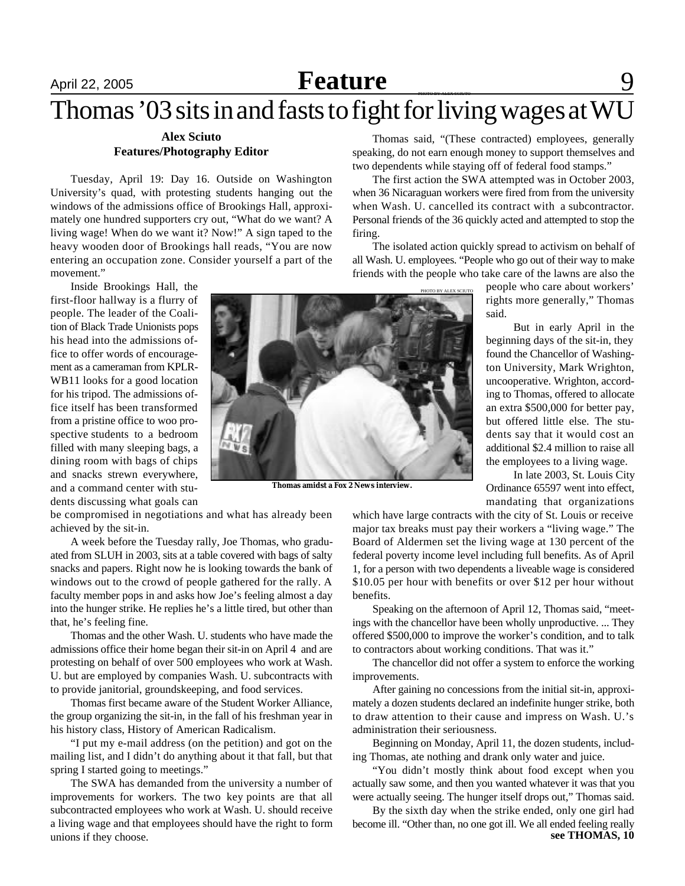# Thomas '03 sits in and fasts to fight for living wages at WU

**Alex Sciuto**
**Features/Photography Editor**

Tuesday, April 19: Day 16. Outside on Washington University's quad, with protesting students hanging out the windows of the admissions office of Brookings Hall, approximately one hundred supporters cry out, "What do we want? A living wage! When do we want it? Now!" A sign taped to the heavy wooden door of Brookings hall reads, "You are now entering an occupation zone. Consider yourself a part of the movement."

Inside Brookings Hall, the first-floor hallway is a flurry of people. The leader of the Coalition of Black Trade Unionists pops his head into the admissions office to offer words of encouragement as a cameraman from KPLR-WB11 looks for a good location for his tripod. The admissions office itself has been transformed from a pristine office to woo prospective students to a bedroom filled with many sleeping bags, a dining room with bags of chips and snacks strewn everywhere, and a command center with students discussing what goals can be compromised in negotiations and what has already been achieved by the sit-in.

PHOTO BY ALEX SCIUTO

Thomas amidst a Fox 2 News interview.

A week before the Tuesday rally, Joe Thomas, who graduated from SLUH in 2003, sits at a table covered with bags of salty snacks and papers. Right now he is looking towards the bank of windows out to the crowd of people gathered for the rally. A faculty member pops in and asks how Joe's feeling almost a day into the hunger strike. He replies he's a little tired, but other than that, he's feeling fine.

Thomas and the other Wash. U. students who have made the admissions office their home began their sit-in on April 4 and are protesting on behalf of over 500 employees who work at Wash. U. but are employed by companies Wash. U. subcontracts with to provide janitorial, groundskeeping, and food services.

Thomas first became aware of the Student Worker Alliance, the group organizing the sit-in, in the fall of his freshman year in his history class, History of American Radicalism.

"I put my e-mail address (on the petition) and got on the mailing list, and I didn't do anything about it that fall, but that spring I started going to meetings."

The SWA has demanded from the university a number of improvements for workers. The two key points are that all subcontracted employees who work at Wash. U. should receive a living wage and that employees should have the right to form unions if they choose.

Thomas said, "(These contracted) employees, generally speaking, do not earn enough money to support themselves and two dependents while staying off of federal food stamps."

The first action the SWA attempted was in October 2003, when 36 Nicaraguan workers were fired from from the university when Wash. U. cancelled its contract with a subcontractor. Personal friends of the 36 quickly acted and attempted to stop the firing.

The isolated action quickly spread to activism on behalf of all Wash. U. employees. "People who go out of their way to make friends with the people who take care of the lawns are also the people who care about workers' rights more generally," Thomas said.

But in early April in the beginning days of the sit-in, they found the Chancellor of Washington University, Mark Wrighton, uncooperative. Wrighton, according to Thomas, offered to allocate an extra $500,000 for better pay, but offered little else. The students say that it would cost an additional $2.4 million to raise all the employees to a living wage.

In late 2003, St. Louis City Ordinance 65597 went into effect, mandating that organizations which have large contracts with the city of St. Louis or receive major tax breaks must pay their workers a "living wage." The Board of Aldermen set the living wage at 130 percent of the federal poverty income level including full benefits. As of April 1, for a person with two dependents a liveable wage is considered $10.05 per hour with benefits or over $12 per hour without benefits.

Speaking on the afternoon of April 12, Thomas said, "meetings with the chancellor have been wholly unproductive. ... They offered $500,000 to improve the worker's condition, and to talk to contractors about working conditions. That was it."

The chancellor did not offer a system to enforce the working improvements.

After gaining no concessions from the initial sit-in, approximately a dozen students declared an indefinite hunger strike, both to draw attention to their cause and impress on Wash. U.'s administration their seriousness.

Beginning on Monday, April 11, the dozen students, including Thomas, ate nothing and drank only water and juice.

"You didn't mostly think about food except when you actually saw some, and then you wanted whatever it was that you were actually seeing. The hunger itself drops out," Thomas said.

By the sixth day when the strike ended, only one girl had become ill. "Other than, no one got ill. We all ended feeling really

**see THOMAS, 10**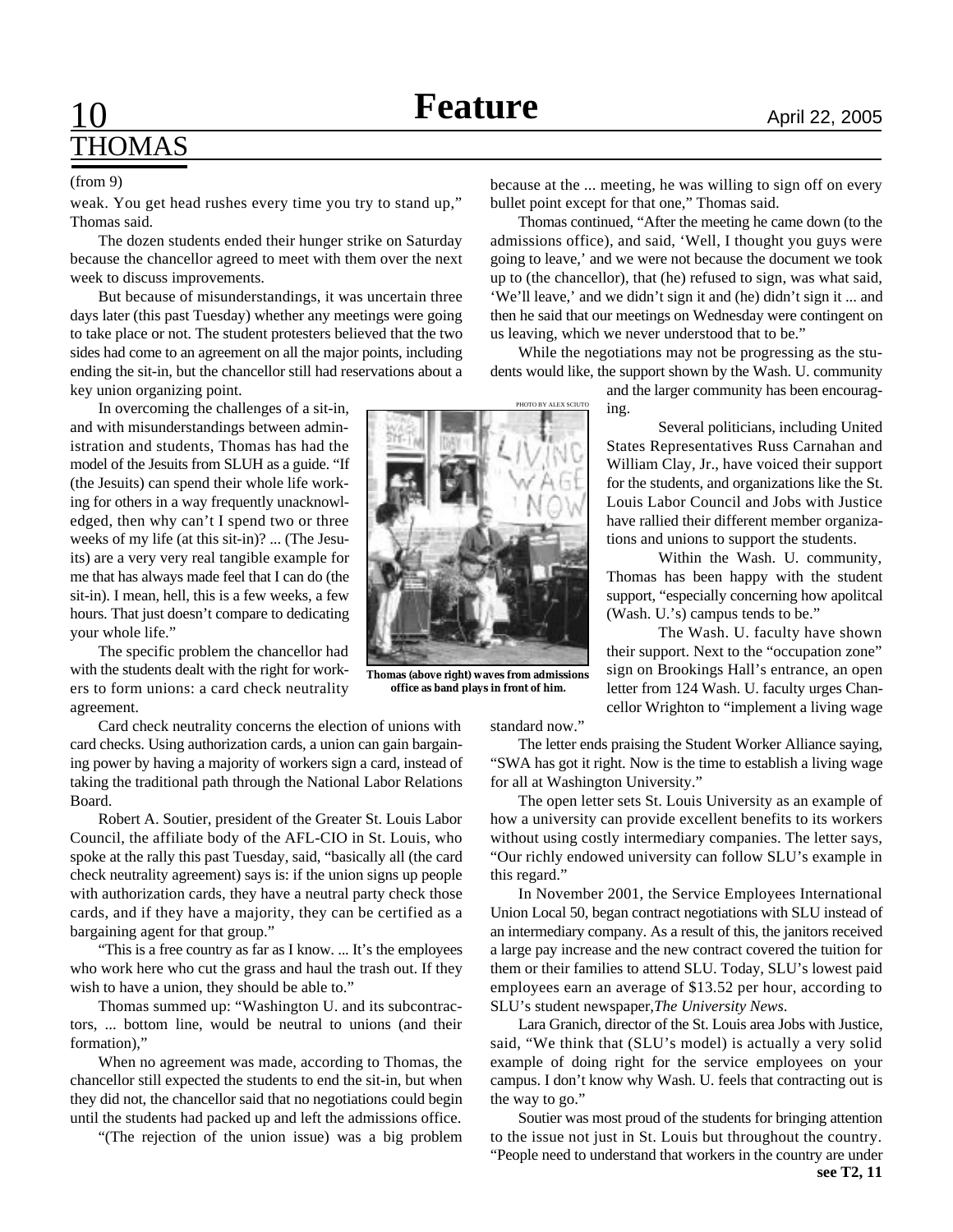# THOMAS

(from 9)

weak. You get head rushes every time you try to stand up," Thomas said.

The dozen students ended their hunger strike on Saturday because the chancellor agreed to meet with them over the next week to discuss improvements.

But because of misunderstandings, it was uncertain three days later (this past Tuesday) whether any meetings were going to take place or not. The student protesters believed that the two sides had come to an agreement on all the major points, including ending the sit-in, but the chancellor still had reservations about a key union organizing point.

In overcoming the challenges of a sit-in, and with misunderstandings between administration and students, Thomas has had the model of the Jesuits from SLUH as a guide. "If (the Jesuits) can spend their whole life working for others in a way frequently unacknowledged, then why can't I spend two or three weeks of my life (at this sit-in)? ... (The Jesuits) are a very very real tangible example for me that has always made feel that I can do (the sit-in). I mean, hell, this is a few weeks, a few hours. That just doesn't compare to dedicating your whole life."

The specific problem the chancellor had with the students dealt with the right for workers to form unions: a card check neutrality agreement.

Card check neutrality concerns the election of unions with card checks. Using authorization cards, a union can gain bargaining power by having a majority of workers sign a card, instead of taking the traditional path through the National Labor Relations Board.

Robert A. Soutier, president of the Greater St. Louis Labor Council, the affiliate body of the AFL-CIO in St. Louis, who spoke at the rally this past Tuesday, said, "basically all (the card check neutrality agreement) says is: if the union signs up people with authorization cards, they have a neutral party check those cards, and if they have a majority, they can be certified as a bargaining agent for that group."

"This is a free country as far as I know. ... It's the employees who work here who cut the grass and haul the trash out. If they wish to have a union, they should be able to."

Thomas summed up: "Washington U. and its subcontractors, ... bottom line, would be neutral to unions (and their formation),"

When no agreement was made, according to Thomas, the chancellor still expected the students to end the sit-in, but when they did not, the chancellor said that no negotiations could begin until the students had packed up and left the admissions office.

"(The rejection of the union issue) was a big problem because at the ... meeting, he was willing to sign off on every bullet point except for that one," Thomas said.

Thomas continued, "After the meeting he came down (to the admissions office), and said, 'Well, I thought you guys were going to leave,' and we were not because the document we took up to (the chancellor), that (he) refused to sign, was what said, 'We'll leave,' and we didn't sign it and (he) didn't sign it ... and then he said that our meetings on Wednesday were contingent on us leaving, which we never understood that to be."

While the negotiations may not be progressing as the students would like, the support shown by the Wash. U. community and the larger community has been encouraging.

PHOTO BY ALEX SCIUTO

**Thomas (above right) waves from admissions office as band plays in front of him.**

Several politicians, including United States Representatives Russ Carnahan and William Clay, Jr., have voiced their support for the students, and organizations like the St. Louis Labor Council and Jobs with Justice have rallied their different member organizations and unions to support the students.

Within the Wash. U. community, Thomas has been happy with the student support, "especially concerning how apolitcal (Wash. U.'s) campus tends to be."

The Wash. U. faculty have shown their support. Next to the "occupation zone" sign on Brookings Hall's entrance, an open letter from 124 Wash. U. faculty urges Chancellor Wrighton to "implement a living wage standard now."

The letter ends praising the Student Worker Alliance saying, "SWA has got it right. Now is the time to establish a living wage for all at Washington University."

The open letter sets St. Louis University as an example of how a university can provide excellent benefits to its workers without using costly intermediary companies. The letter says, "Our richly endowed university can follow SLU's example in this regard."

In November 2001, the Service Employees International Union Local 50, began contract negotiations with SLU instead of an intermediary company. As a result of this, the janitors received a large pay increase and the new contract covered the tuition for them or their families to attend SLU. Today, SLU's lowest paid employees earn an average of $13.52 per hour, according to SLU's student newspaper, *The University News*.

Lara Granich, director of the St. Louis area Jobs with Justice, said, "We think that (SLU's model) is actually a very solid example of doing right for the service employees on your campus. I don't know why Wash. U. feels that contracting out is the way to go."

Soutier was most proud of the students for bringing attention to the issue not just in St. Louis but throughout the country. "People need to understand that workers in the country are under

**see T2, 11**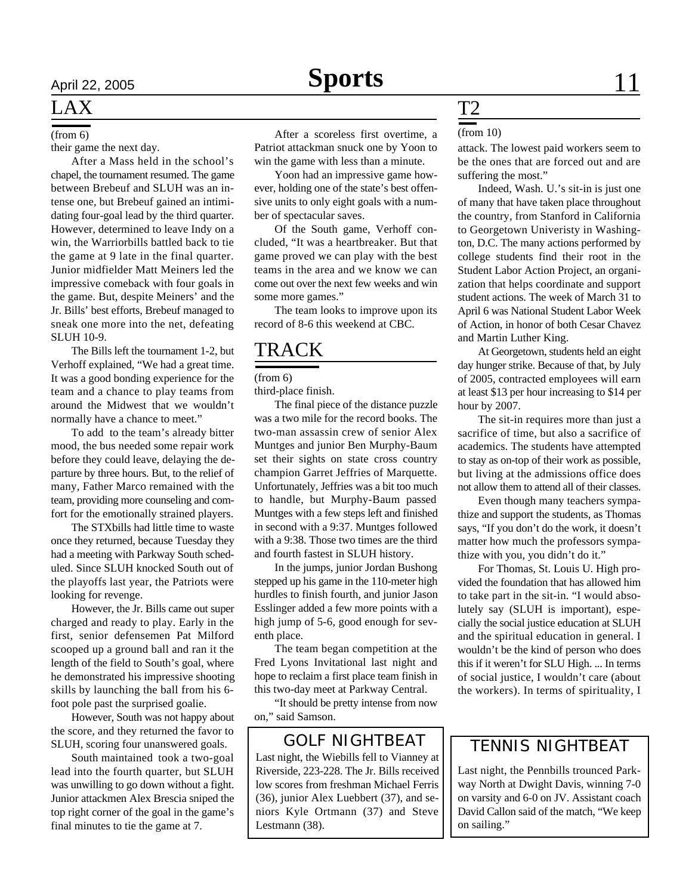## LAX

(from 6)

their game the next day.

After a Mass held in the school's chapel, the tournament resumed. The game between Brebeuf and SLUH was an intense one, but Brebeuf gained an intimidating four-goal lead by the third quarter. However, determined to leave Indy on a win, the Warriorbills battled back to tie the game at 9 late in the final quarter. Junior midfielder Matt Meiners led the impressive comeback with four goals in the game. But, despite Meiners' and the Jr. Bills' best efforts, Brebeuf managed to sneak one more into the net, defeating SLUH 10-9.

The Bills left the tournament 1-2, but Verhoff explained, "We had a great time. It was a good bonding experience for the team and a chance to play teams from around the Midwest that we wouldn't normally have a chance to meet."

To add to the team's already bitter mood, the bus needed some repair work before they could leave, delaying the departure by three hours. But, to the relief of many, Father Marco remained with the team, providing more counseling and comfort for the emotionally strained players.

The STXbills had little time to waste once they returned, because Tuesday they had a meeting with Parkway South scheduled. Since SLUH knocked South out of the playoffs last year, the Patriots were looking for revenge.

However, the Jr. Bills came out super charged and ready to play. Early in the first, senior defensemen Pat Milford scooped up a ground ball and ran it the length of the field to South's goal, where he demonstrated his impressive shooting skills by launching the ball from his 6-foot pole past the surprised goalie.

However, South was not happy about the score, and they returned the favor to SLUH, scoring four unanswered goals.

South maintained took a two-goal lead into the fourth quarter, but SLUH was unwilling to go down without a fight. Junior attackmen Alex Brescia sniped the top right corner of the goal in the game's final minutes to tie the game at 7.

After a scoreless first overtime, a Patriot attackman snuck one by Yoon to win the game with less than a minute.

Yoon had an impressive game however, holding one of the state's best offensive units to only eight goals with a number of spectacular saves.

Of the South game, Verhoff concluded, "It was a heartbreaker. But that game proved we can play with the best teams in the area and we know we can come out over the next few weeks and win some more games."

The team looks to improve upon its record of 8-6 this weekend at CBC.

## TRACK

(from 6)

third-place finish.

The final piece of the distance puzzle was a two mile for the record books. The two-man assassin crew of senior Alex Muntges and junior Ben Murphy-Baum set their sights on state cross country champion Garret Jeffries of Marquette. Unfortunately, Jeffries was a bit too much to handle, but Murphy-Baum passed Muntges with a few steps left and finished in second with a 9:37. Muntges followed with a 9:38. Those two times are the third and fourth fastest in SLUH history.

In the jumps, junior Jordan Bushong stepped up his game in the 110-meter high hurdles to finish fourth, and junior Jason Esslinger added a few more points with a high jump of 5-6, good enough for seventh place.

The team began competition at the Fred Lyons Invitational last night and hope to reclaim a first place team finish in this two-day meet at Parkway Central.

"It should be pretty intense from now on," said Samson.

### GOLF NIGHTBEAT

Last night, the Wiebills fell to Vianney at Riverside, 223-228. The Jr. Bills received low scores from freshman Michael Ferris (36), junior Alex Luebbert (37), and seniors Kyle Ortmann (37) and Steve Lestmann (38).

## T2

(from 10)

attack. The lowest paid workers seem to be the ones that are forced out and are suffering the most."

Indeed, Wash. U.'s sit-in is just one of many that have taken place throughout the country, from Stanford in California to Georgetown Univeristy in Washington, D.C. The many actions performed by college students find their root in the Student Labor Action Project, an organization that helps coordinate and support student actions. The week of March 31 to April 6 was National Student Labor Week of Action, in honor of both Cesar Chavez and Martin Luther King.

At Georgetown, students held an eight day hunger strike. Because of that, by July of 2005, contracted employees will earn at least $13 per hour increasing to $14 per hour by 2007.

The sit-in requires more than just a sacrifice of time, but also a sacrifice of academics. The students have attempted to stay as on-top of their work as possible, but living at the admissions office does not allow them to attend all of their classes.

Even though many teachers sympathize and support the students, as Thomas says, "If you don't do the work, it doesn't matter how much the professors sympathize with you, you didn't do it."

For Thomas, St. Louis U. High provided the foundation that has allowed him to take part in the sit-in. "I would absolutely say (SLUH is important), especially the social justice education at SLUH and the spiritual education in general. I wouldn't be the kind of person who does this if it weren't for SLU High. ... In terms of social justice, I wouldn't care (about the workers). In terms of spirituality, I

### TENNIS NIGHTBEAT

Last night, the Pennbills trounced Parkway North at Dwight Davis, winning 7-0 on varsity and 6-0 on JV. Assistant coach David Callon said of the match, "We keep on sailing."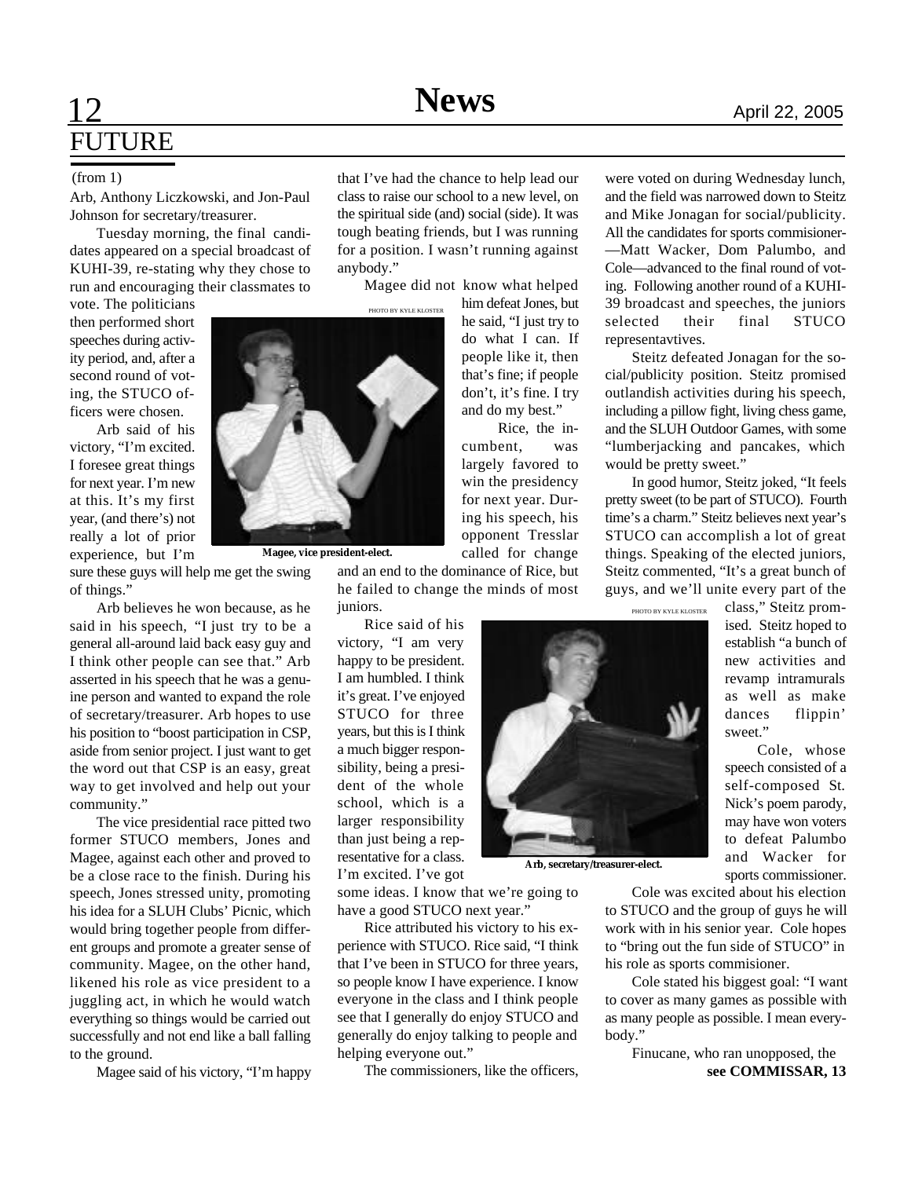## FUTURE

(from 1)

Arb, Anthony Liczkowski, and Jon-Paul Johnson for secretary/treasurer.

Tuesday morning, the final candidates appeared on a special broadcast of KUHI-39, re-stating why they chose to run and encouraging their classmates to vote. The politicians then performed short speeches during activity period, and, after a second round of voting, the STUCO officers were chosen.

Arb said of his victory, "I'm excited. I foresee great things for next year. I'm new at this. It's my first year, (and there's) not really a lot of prior experience, but I'm sure these guys will help me get the swing of things."

Arb believes he won because, as he said in his speech, "I just try to be a general all-around laid back easy guy and I think other people can see that." Arb asserted in his speech that he was a genuine person and wanted to expand the role of secretary/treasurer. Arb hopes to use his position to "boost participation in CSP, aside from senior project. I just want to get the word out that CSP is an easy, great way to get involved and help out your community."

The vice presidential race pitted two former STUCO members, Jones and Magee, against each other and proved to be a close race to the finish. During his speech, Jones stressed unity, promoting his idea for a SLUH Clubs' Picnic, which would bring together people from different groups and promote a greater sense of community. Magee, on the other hand, likened his role as vice president to a juggling act, in which he would watch everything so things would be carried out successfully and not end like a ball falling to the ground.

Magee said of his victory, "I'm happy that I've had the chance to help lead our class to raise our school to a new level, on the spiritual side (and) social (side). It was tough beating friends, but I was running for a position. I wasn't running against anybody."

PHOTO BY KYLE KLOSTER

**Magee, vice president-elect.**

Magee did not know what helped him defeat Jones, but he said, "I just try to do what I can. If people like it, then that's fine; if people don't, it's fine. I try and do my best."

Rice, the incumbent, was largely favored to win the presidency for next year. During his speech, his opponent Tresslar called for change and an end to the dominance of Rice, but he failed to change the minds of most juniors.

Rice said of his victory, "I am very happy to be president. I am humbled. I think it's great. I've enjoyed STUCO for three years, but this is I think a much bigger responsibility, being a president of the whole school, which is a larger responsibility than just being a representative for a class. I'm excited. I've got some ideas. I know that we're going to have a good STUCO next year."

PHOTO BY KYLE KLOSTER

**Arb, secretary/treasurer-elect.**

Rice attributed his victory to his experience with STUCO. Rice said, "I think that I've been in STUCO for three years, so people know I have experience. I know everyone in the class and I think people see that I generally do enjoy STUCO and generally do enjoy talking to people and helping everyone out."

The commissioners, like the officers, were voted on during Wednesday lunch, and the field was narrowed down to Steitz and Mike Jonagan for social/publicity. All the candidates for sports commisioner-—Matt Wacker, Dom Palumbo, and Cole—advanced to the final round of voting. Following another round of a KUHI-39 broadcast and speeches, the juniors selected their final STUCO representavtives.

Steitz defeated Jonagan for the social/publicity position. Steitz promised outlandish activities during his speech, including a pillow fight, living chess game, and the SLUH Outdoor Games, with some "lumberjacking and pancakes, which would be pretty sweet."

In good humor, Steitz joked, "It feels pretty sweet (to be part of STUCO). Fourth time's a charm." Steitz believes next year's STUCO can accomplish a lot of great things. Speaking of the elected juniors, Steitz commented, "It's a great bunch of guys, and we'll unite every part of the class," Steitz promised. Steitz hoped to establish "a bunch of new activities and revamp intramurals as well as make dances flippin' sweet."

Cole, whose speech consisted of a self-composed St. Nick's poem parody, may have won voters to defeat Palumbo and Wacker for sports commissioner.

Cole was excited about his election to STUCO and the group of guys he will work with in his senior year. Cole hopes to "bring out the fun side of STUCO" in his role as sports commisioner.

Cole stated his biggest goal: "I want to cover as many games as possible with as many people as possible. I mean everybody."

Finucane, who ran unopposed, the

**see COMMISSAR, 13**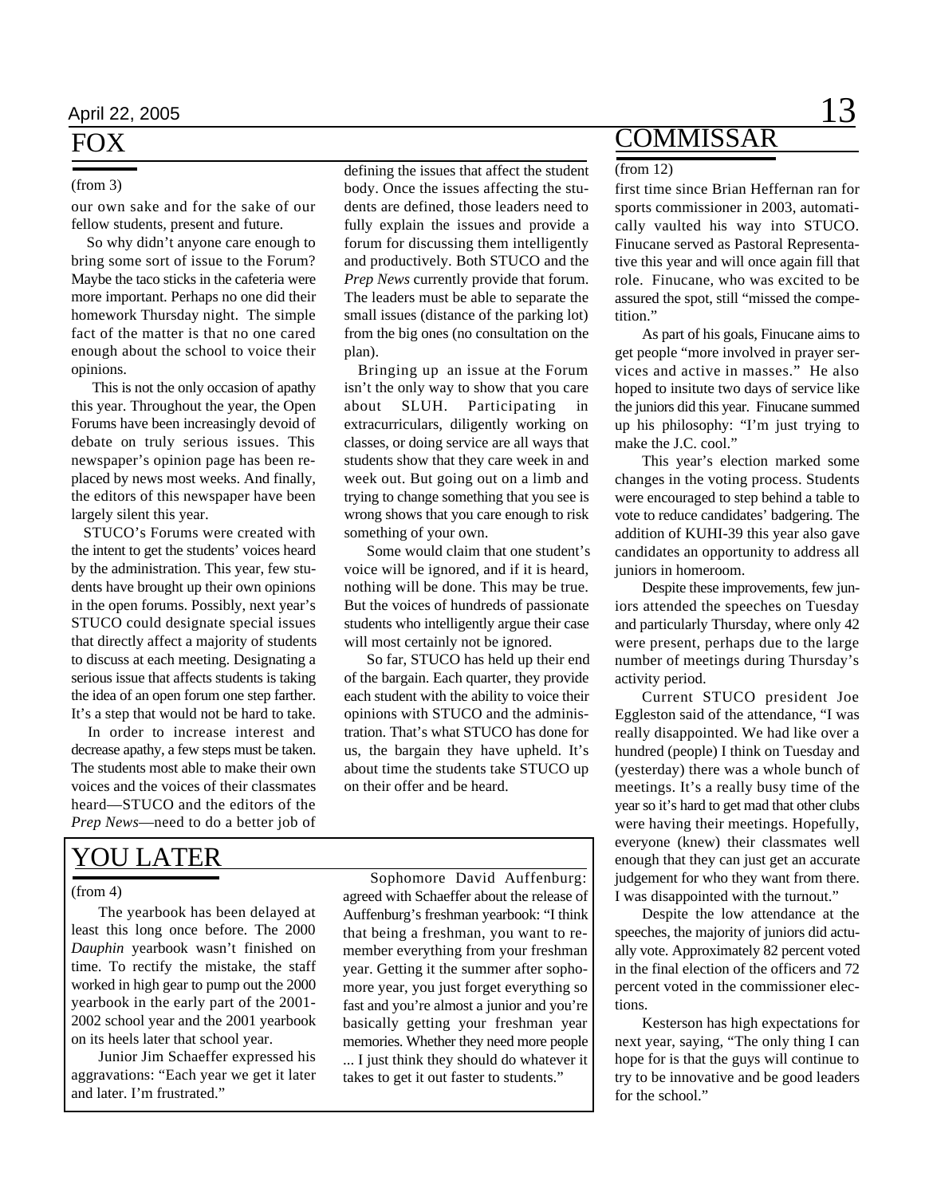# FOX

(from 3)

our own sake and for the sake of our fellow students, present and future.

So why didn't anyone care enough to bring some sort of issue to the Forum? Maybe the taco sticks in the cafeteria were more important. Perhaps no one did their homework Thursday night. The simple fact of the matter is that no one cared enough about the school to voice their opinions.

This is not the only occasion of apathy this year. Throughout the year, the Open Forums have been increasingly devoid of debate on truly serious issues. This newspaper's opinion page has been replaced by news most weeks. And finally, the editors of this newspaper have been largely silent this year.

STUCO's Forums were created with the intent to get the students' voices heard by the administration. This year, few students have brought up their own opinions in the open forums. Possibly, next year's STUCO could designate special issues that directly affect a majority of students to discuss at each meeting. Designating a serious issue that affects students is taking the idea of an open forum one step farther. It's a step that would not be hard to take.

In order to increase interest and decrease apathy, a few steps must be taken. The students most able to make their own voices and the voices of their classmates heard—STUCO and the editors of the *Prep News*—need to do a better job of defining the issues that affect the student body. Once the issues affecting the students are defined, those leaders need to fully explain the issues and provide a forum for discussing them intelligently and productively. Both STUCO and the *Prep News* currently provide that forum. The leaders must be able to separate the small issues (distance of the parking lot) from the big ones (no consultation on the plan).

Bringing up an issue at the Forum isn't the only way to show that you care about SLUH. Participating in extracurriculars, diligently working on classes, or doing service are all ways that students show that they care week in and week out. But going out on a limb and trying to change something that you see is wrong shows that you care enough to risk something of your own.

Some would claim that one student's voice will be ignored, and if it is heard, nothing will be done. This may be true. But the voices of hundreds of passionate students who intelligently argue their case will most certainly not be ignored.

So far, STUCO has held up their end of the bargain. Each quarter, they provide each student with the ability to voice their opinions with STUCO and the administration. That's what STUCO has done for us, the bargain they have upheld. It's about time the students take STUCO up on their offer and be heard.

# YOU LATER

(from 4)

The yearbook has been delayed at least this long once before. The 2000 *Dauphin* yearbook wasn't finished on time. To rectify the mistake, the staff worked in high gear to pump out the 2000 yearbook in the early part of the 2001-2002 school year and the 2001 yearbook on its heels later that school year.

Junior Jim Schaeffer expressed his aggravations: "Each year we get it later and later. I'm frustrated."

Sophomore David Auffenburg: agreed with Schaeffer about the release of Auffenburg's freshman yearbook: "I think that being a freshman, you want to remember everything from your freshman year. Getting it the summer after sophomore year, you just forget everything so fast and you're almost a junior and you're basically getting your freshman year memories. Whether they need more people ... I just think they should do whatever it takes to get it out faster to students."

# COMMISSAR

(from 12)

first time since Brian Heffernan ran for sports commissioner in 2003, automatically vaulted his way into STUCO. Finucane served as Pastoral Representative this year and will once again fill that role. Finucane, who was excited to be assured the spot, still "missed the competition."

As part of his goals, Finucane aims to get people "more involved in prayer services and active in masses." He also hoped to insitute two days of service like the juniors did this year. Finucane summed up his philosophy: "I'm just trying to make the J.C. cool."

This year's election marked some changes in the voting process. Students were encouraged to step behind a table to vote to reduce candidates' badgering. The addition of KUHI-39 this year also gave candidates an opportunity to address all juniors in homeroom.

Despite these improvements, few juniors attended the speeches on Tuesday and particularly Thursday, where only 42 were present, perhaps due to the large number of meetings during Thursday's activity period.

Current STUCO president Joe Eggleston said of the attendance, "I was really disappointed. We had like over a hundred (people) I think on Tuesday and (yesterday) there was a whole bunch of meetings. It's a really busy time of the year so it's hard to get mad that other clubs were having their meetings. Hopefully, everyone (knew) their classmates well enough that they can just get an accurate judgement for who they want from there. I was disappointed with the turnout."

Despite the low attendance at the speeches, the majority of juniors did actually vote. Approximately 82 percent voted in the final election of the officers and 72 percent voted in the commissioner elections.

Kesterson has high expectations for next year, saying, "The only thing I can hope for is that the guys will continue to try to be innovative and be good leaders for the school."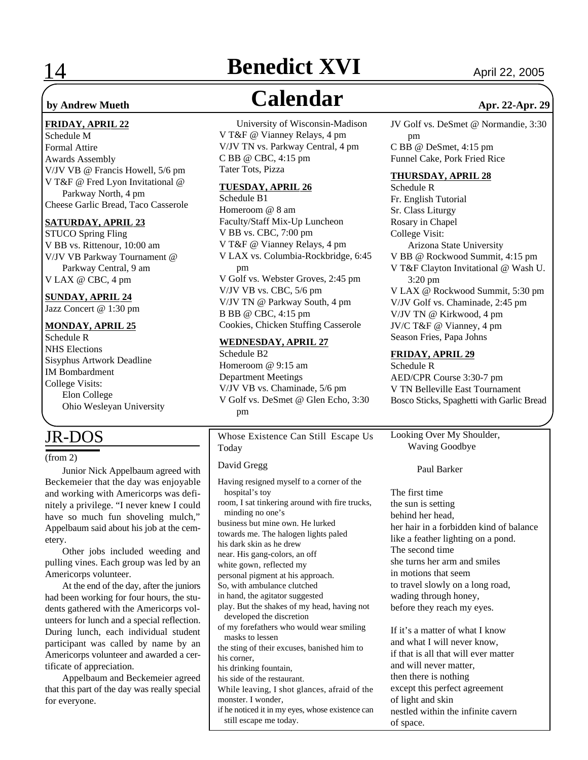# Calendar

**by Andrew Mueth**

**Apr. 22-Apr. 29**

**FRIDAY, APRIL 22**
Schedule M
Formal Attire
Awards Assembly
V/JV VB @ Francis Howell, 5/6 pm
V T&F @ Fred Lyon Invitational @ Parkway North, 4 pm
Cheese Garlic Bread, Taco Casserole

**SATURDAY, APRIL 23**
STUCO Spring Fling
V BB vs. Rittenour, 10:00 am
V/JV VB Parkway Tournament @ Parkway Central, 9 am
V LAX @ CBC, 4 pm

**SUNDAY, APRIL 24**
Jazz Concert @ 1:30 pm

**MONDAY, APRIL 25**
Schedule R
NHS Elections
Sisyphus Artwork Deadline
IM Bombardment
College Visits:
Elon College
Ohio Wesleyan University
University of Wisconsin-Madison
V T&F @ Vianney Relays, 4 pm
V/JV TN vs. Parkway Central, 4 pm
C BB @ CBC, 4:15 pm
Tater Tots, Pizza

**TUESDAY, APRIL 26**
Schedule B1
Homeroom @ 8 am
Faculty/Staff Mix-Up Luncheon
V BB vs. CBC, 7:00 pm
V T&F @ Vianney Relays, 4 pm
V LAX vs. Columbia-Rockbridge, 6:45 pm
V Golf vs. Webster Groves, 2:45 pm
V/JV VB vs. CBC, 5/6 pm
V/JV TN @ Parkway South, 4 pm
B BB @ CBC, 4:15 pm
Cookies, Chicken Stuffing Casserole

**WEDNESDAY, APRIL 27**
Schedule B2
Homeroom @ 9:15 am
Department Meetings
V/JV VB vs. Chaminade, 5/6 pm
V Golf vs. DeSmet @ Glen Echo, 3:30 pm
JV Golf vs. DeSmet @ Normandie, 3:30 pm
C BB @ DeSmet, 4:15 pm
Funnel Cake, Pork Fried Rice

**THURSDAY, APRIL 28**
Schedule R
Fr. English Tutorial
Sr. Class Liturgy
Rosary in Chapel
College Visit:
Arizona State University
V BB @ Rockwood Summit, 4:15 pm
V T&F Clayton Invitational @ Wash U. 3:20 pm
V LAX @ Rockwood Summit, 5:30 pm
V/JV Golf vs. Chaminade, 2:45 pm
V/JV TN @ Kirkwood, 4 pm
JV/C T&F @ Vianney, 4 pm
Season Fries, Papa Johns

**FRIDAY, APRIL 29**
Schedule R
AED/CPR Course 3:30-7 pm
V TN Belleville East Tournament
Bosco Sticks, Spaghetti with Garlic Bread

## JR-DOS

(from 2)

Junior Nick Appelbaum agreed with Beckemeier that the day was enjoyable and working with Americorps was definitely a privilege. "I never knew I could have so much fun shoveling mulch," Appelbaum said about his job at the cemetery.

Other jobs included weeding and pulling vines. Each group was led by an Americorps volunteer.

At the end of the day, after the juniors had been working for four hours, the students gathered with the Americorps volunteers for lunch and a special reflection. During lunch, each individual student participant was called by name by an Americorps volunteer and awarded a certificate of appreciation.

Appelbaum and Beckemeier agreed that this part of the day was really special for everyone.

### Whose Existence Can Still Escape Us Today

David Gregg

Having resigned myself to a corner of the hospital's toy
room, I sat tinkering around with fire trucks, minding no one's
business but mine own. He lurked
towards me. The halogen lights paled
his dark skin as he drew
near. His gang-colors, an off
white gown, reflected my
personal pigment at his approach.
So, with ambulance clutched
in hand, the agitator suggested
play. But the shakes of my head, having not developed the discretion
of my forefathers who would wear smiling masks to lessen
the sting of their excuses, banished him to
his corner,
his drinking fountain,
his side of the restaurant.
While leaving, I shot glances, afraid of the monster. I wonder,
if he noticed it in my eyes, whose existence can still escape me today.

### Looking Over My Shoulder, Waving Goodbye

Paul Barker

The first time
the sun is setting
behind her head,
her hair in a forbidden kind of balance
like a feather lighting on a pond.
The second time
she turns her arm and smiles
in motions that seem
to travel slowly on a long road,
wading through honey,
before they reach my eyes.

If it's a matter of what I know
and what I will never know,
if that is all that will ever matter
and will never matter,
then there is nothing
except this perfect agreement
of light and skin
nestled within the infinite cavern
of space.